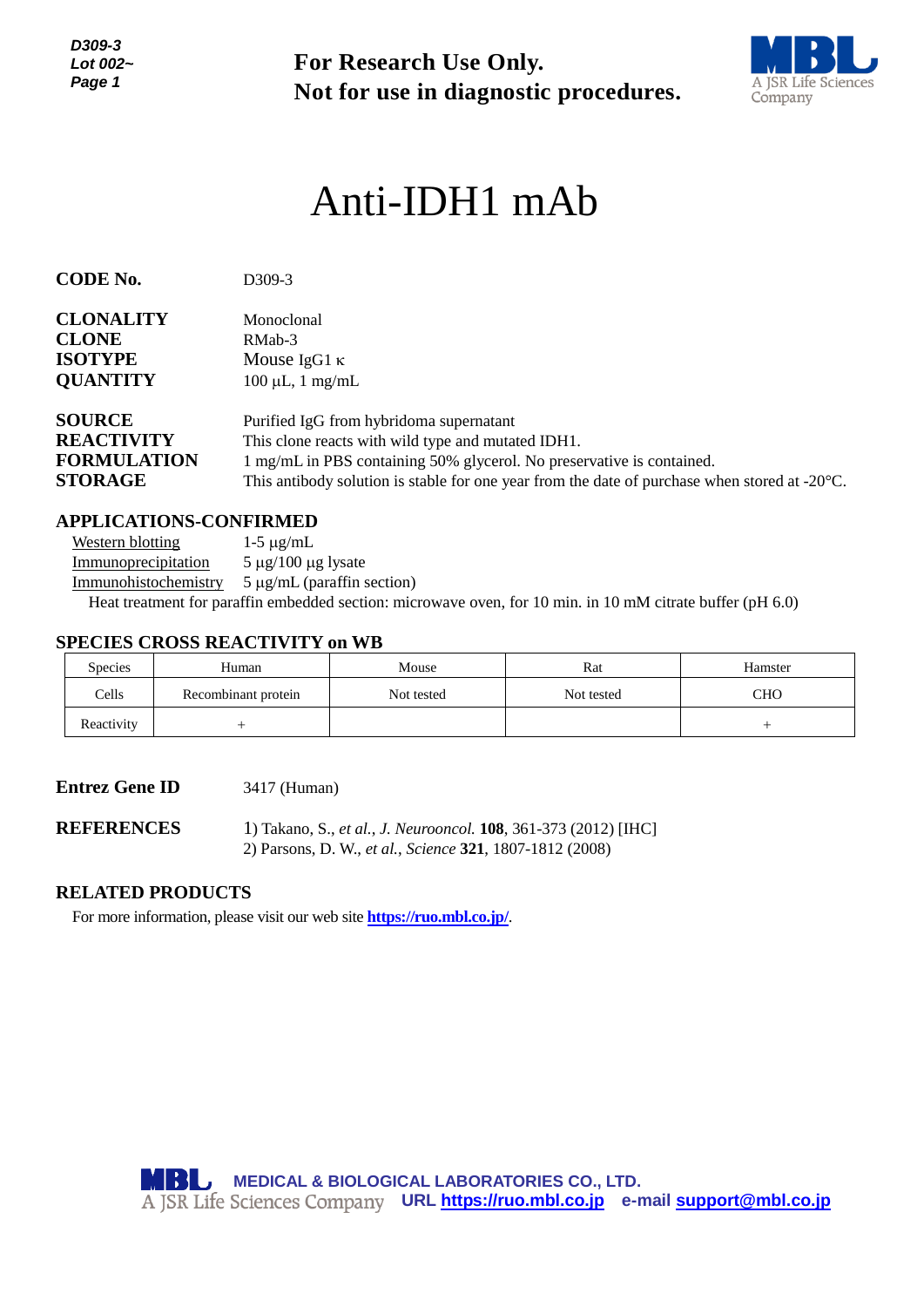**For Research Use Only.**
**Not for use in diagnostic procedures.**

# Anti-IDH1 mAb

**CODE No.** D309-3

**CLONALITY** Monoclonal
**CLONE** RMab-3
**ISOTYPE** Mouse IgG1 κ
**QUANTITY** 100 µL, 1 mg/mL

**SOURCE** Purified IgG from hybridoma supernatant
**REACTIVITY** This clone reacts with wild type and mutated IDH1.
**FORMULATION** 1 mg/mL in PBS containing 50% glycerol. No preservative is contained.
**STORAGE** This antibody solution is stable for one year from the date of purchase when stored at -20°C.

## APPLICATIONS-CONFIRMED

Western blotting 1-5 µg/mL
Immunoprecipitation 5 µg/100 µg lysate
Immunohistochemistry 5 µg/mL (paraffin section)
Heat treatment for paraffin embedded section: microwave oven, for 10 min. in 10 mM citrate buffer (pH 6.0)

## SPECIES CROSS REACTIVITY on WB

| Species | Human | Mouse | Rat | Hamster |
|---|---|---|---|---|
| Cells | Recombinant protein | Not tested | Not tested | CHO |
| Reactivity | + | | | + |

**Entrez Gene ID** 3417 (Human)

**REFERENCES**
1) Takano, S., *et al.*, *J. Neurooncol.* **108**, 361-373 (2012) [IHC]
2) Parsons, D. W., *et al.*, *Science* **321**, 1807-1812 (2008)

## RELATED PRODUCTS

For more information, please visit our web site **https://ruo.mbl.co.jp/**.

MEDICAL & BIOLOGICAL LABORATORIES CO., LTD.
URL https://ruo.mbl.co.jp e-mail support@mbl.co.jp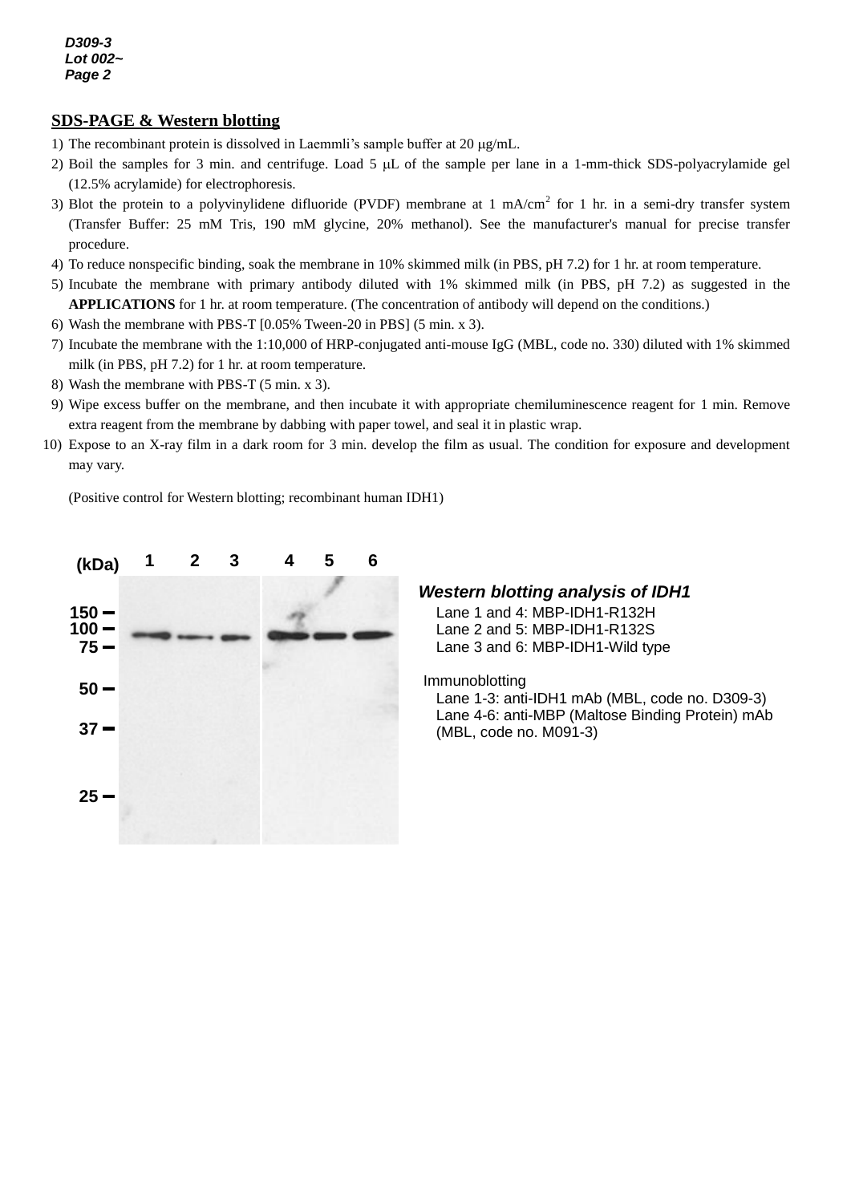## SDS-PAGE & Western blotting

1) The recombinant protein is dissolved in Laemmli's sample buffer at 20 μg/mL.
2) Boil the samples for 3 min. and centrifuge. Load 5 μL of the sample per lane in a 1-mm-thick SDS-polyacrylamide gel (12.5% acrylamide) for electrophoresis.
3) Blot the protein to a polyvinylidene difluoride (PVDF) membrane at 1 mA/cm$^2$ for 1 hr. in a semi-dry transfer system (Transfer Buffer: 25 mM Tris, 190 mM glycine, 20% methanol). See the manufacturer's manual for precise transfer procedure.
4) To reduce nonspecific binding, soak the membrane in 10% skimmed milk (in PBS, pH 7.2) for 1 hr. at room temperature.
5) Incubate the membrane with primary antibody diluted with 1% skimmed milk (in PBS, pH 7.2) as suggested in the **APPLICATIONS** for 1 hr. at room temperature. (The concentration of antibody will depend on the conditions.)
6) Wash the membrane with PBS-T [0.05% Tween-20 in PBS] (5 min. x 3).
7) Incubate the membrane with the 1:10,000 of HRP-conjugated anti-mouse IgG (MBL, code no. 330) diluted with 1% skimmed milk (in PBS, pH 7.2) for 1 hr. at room temperature.
8) Wash the membrane with PBS-T (5 min. x 3).
9) Wipe excess buffer on the membrane, and then incubate it with appropriate chemiluminescence reagent for 1 min. Remove extra reagent from the membrane by dabbing with paper towel, and seal it in plastic wrap.
10) Expose to an X-ray film in a dark room for 3 min. develop the film as usual. The condition for exposure and development may vary.

(Positive control for Western blotting; recombinant human IDH1)

***Western blotting analysis of IDH1***

Lane 1 and 4: MBP-IDH1-R132H
Lane 2 and 5: MBP-IDH1-R132S
Lane 3 and 6: MBP-IDH1-Wild type

Immunoblotting
Lane 1-3: anti-IDH1 mAb (MBL, code no. D309-3)
Lane 4-6: anti-MBP (Maltose Binding Protein) mAb (MBL, code no. M091-3)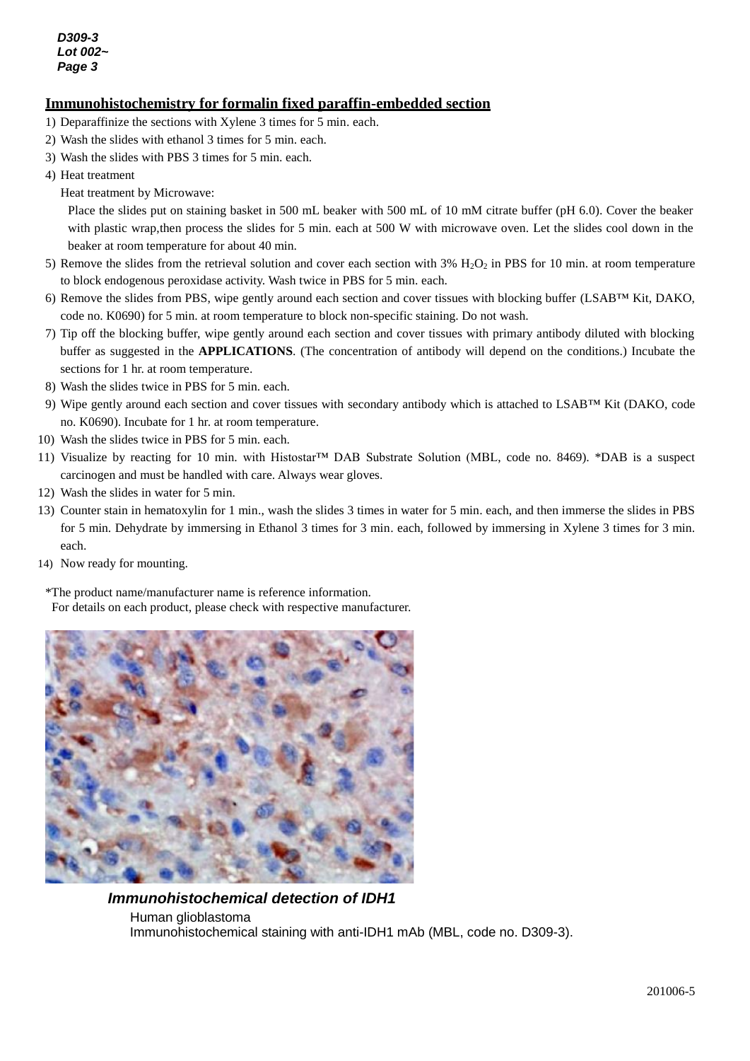## Immunohistochemistry for formalin fixed paraffin-embedded section

1) Deparaffinize the sections with Xylene 3 times for 5 min. each.
2) Wash the slides with ethanol 3 times for 5 min. each.
3) Wash the slides with PBS 3 times for 5 min. each.
4) Heat treatment

   Heat treatment by Microwave:

   Place the slides put on staining basket in 500 mL beaker with 500 mL of 10 mM citrate buffer (pH 6.0). Cover the beaker with plastic wrap,then process the slides for 5 min. each at 500 W with microwave oven. Let the slides cool down in the beaker at room temperature for about 40 min.
5) Remove the slides from the retrieval solution and cover each section with 3% $H_2O_2$ in PBS for 10 min. at room temperature to block endogenous peroxidase activity. Wash twice in PBS for 5 min. each.
6) Remove the slides from PBS, wipe gently around each section and cover tissues with blocking buffer (LSAB™ Kit, DAKO, code no. K0690) for 5 min. at room temperature to block non-specific staining. Do not wash.
7) Tip off the blocking buffer, wipe gently around each section and cover tissues with primary antibody diluted with blocking buffer as suggested in the **APPLICATIONS**. (The concentration of antibody will depend on the conditions.) Incubate the sections for 1 hr. at room temperature.
8) Wash the slides twice in PBS for 5 min. each.
9) Wipe gently around each section and cover tissues with secondary antibody which is attached to LSAB™ Kit (DAKO, code no. K0690). Incubate for 1 hr. at room temperature.
10) Wash the slides twice in PBS for 5 min. each.
11) Visualize by reacting for 10 min. with Histostar™ DAB Substrate Solution (MBL, code no. 8469). *DAB is a suspect carcinogen and must be handled with care. Always wear gloves.
12) Wash the slides in water for 5 min.
13) Counter stain in hematoxylin for 1 min., wash the slides 3 times in water for 5 min. each, and then immerse the slides in PBS for 5 min. Dehydrate by immersing in Ethanol 3 times for 3 min. each, followed by immersing in Xylene 3 times for 3 min. each.
14) Now ready for mounting.

*The product name/manufacturer name is reference information.
For details on each product, please check with respective manufacturer.

***Immunohistochemical detection of IDH1***

Human glioblastoma

Immunohistochemical staining with anti-IDH1 mAb (MBL, code no. D309-3).